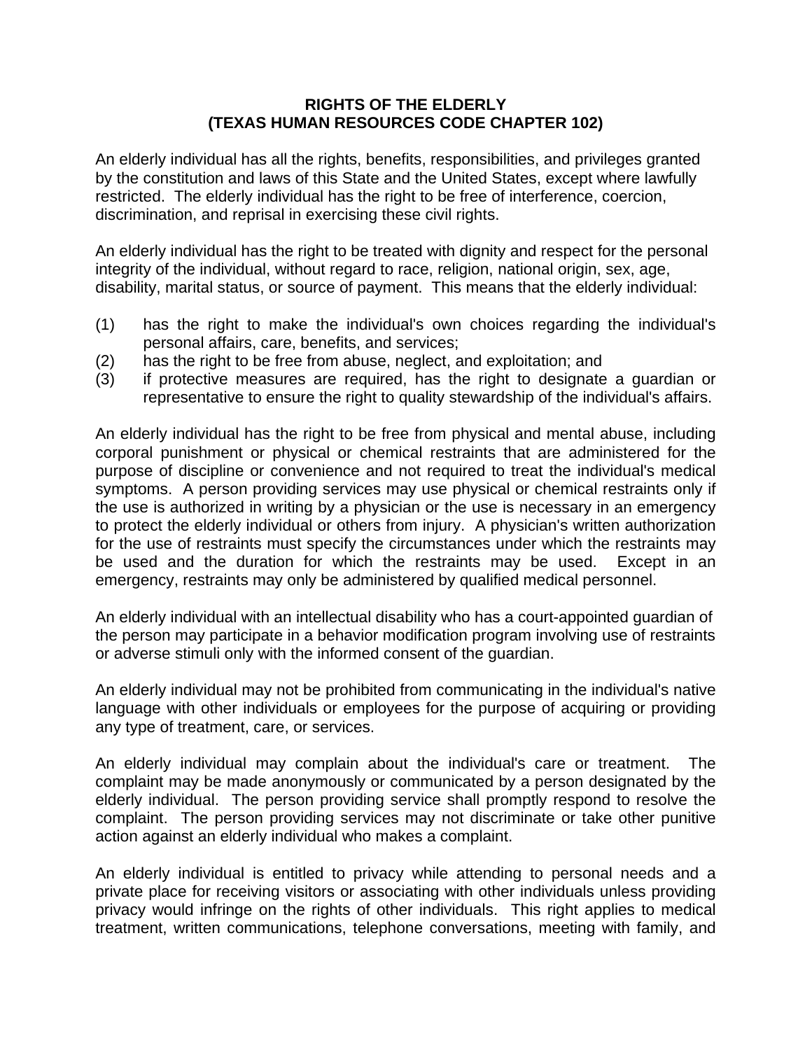# RIGHTS OF THE ELDERLY
# (TEXAS HUMAN RESOURCES CODE CHAPTER 102)

An elderly individual has all the rights, benefits, responsibilities, and privileges granted by the constitution and laws of this State and the United States, except where lawfully restricted. The elderly individual has the right to be free of interference, coercion, discrimination, and reprisal in exercising these civil rights.

An elderly individual has the right to be treated with dignity and respect for the personal integrity of the individual, without regard to race, religion, national origin, sex, age, disability, marital status, or source of payment. This means that the elderly individual:

(1) has the right to make the individual's own choices regarding the individual's personal affairs, care, benefits, and services;
(2) has the right to be free from abuse, neglect, and exploitation; and
(3) if protective measures are required, has the right to designate a guardian or representative to ensure the right to quality stewardship of the individual's affairs.

An elderly individual has the right to be free from physical and mental abuse, including corporal punishment or physical or chemical restraints that are administered for the purpose of discipline or convenience and not required to treat the individual's medical symptoms. A person providing services may use physical or chemical restraints only if the use is authorized in writing by a physician or the use is necessary in an emergency to protect the elderly individual or others from injury. A physician's written authorization for the use of restraints must specify the circumstances under which the restraints may be used and the duration for which the restraints may be used. Except in an emergency, restraints may only be administered by qualified medical personnel.

An elderly individual with an intellectual disability who has a court-appointed guardian of the person may participate in a behavior modification program involving use of restraints or adverse stimuli only with the informed consent of the guardian.

An elderly individual may not be prohibited from communicating in the individual's native language with other individuals or employees for the purpose of acquiring or providing any type of treatment, care, or services.

An elderly individual may complain about the individual's care or treatment. The complaint may be made anonymously or communicated by a person designated by the elderly individual. The person providing service shall promptly respond to resolve the complaint. The person providing services may not discriminate or take other punitive action against an elderly individual who makes a complaint.

An elderly individual is entitled to privacy while attending to personal needs and a private place for receiving visitors or associating with other individuals unless providing privacy would infringe on the rights of other individuals. This right applies to medical treatment, written communications, telephone conversations, meeting with family, and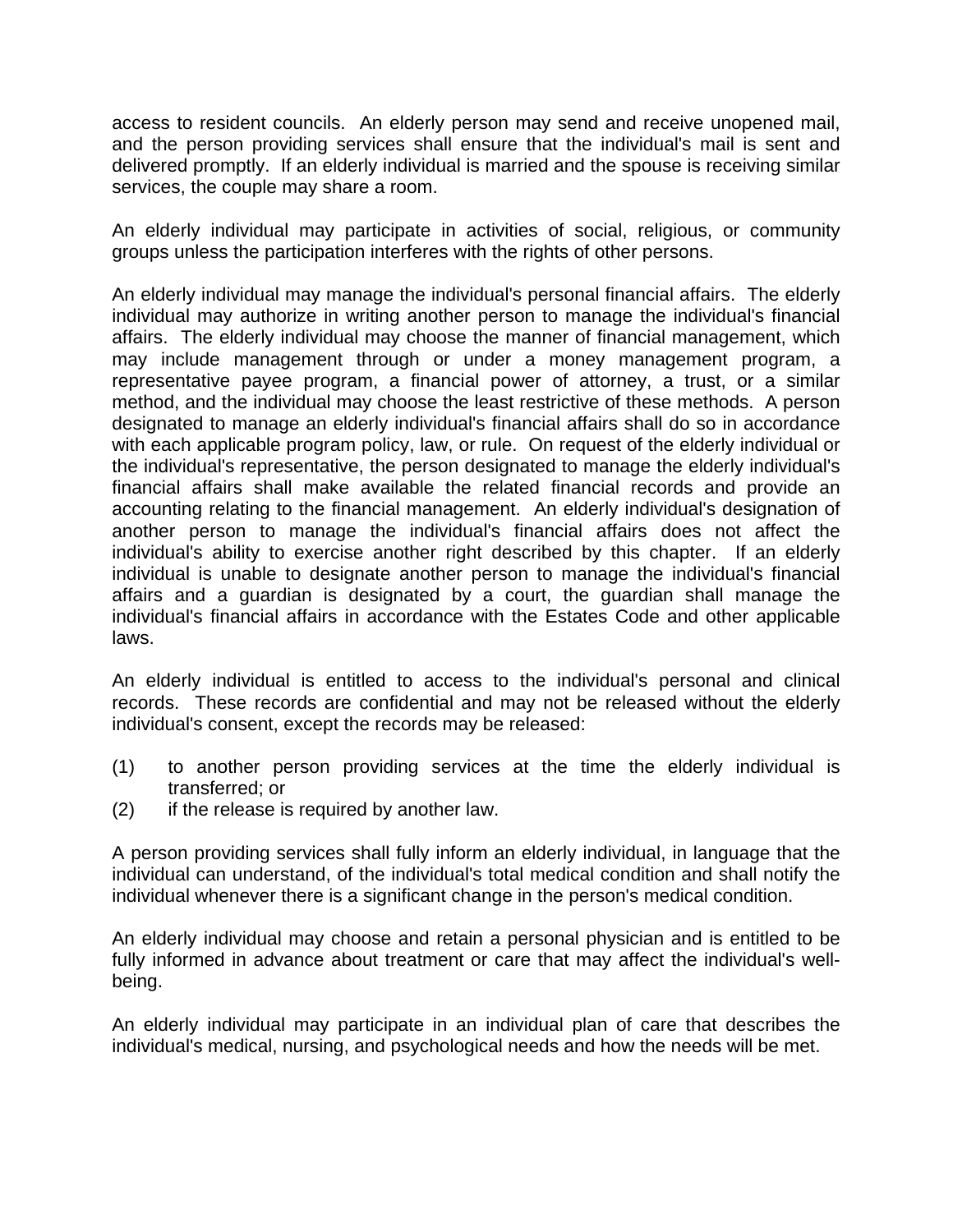access to resident councils. An elderly person may send and receive unopened mail, and the person providing services shall ensure that the individual's mail is sent and delivered promptly. If an elderly individual is married and the spouse is receiving similar services, the couple may share a room.

An elderly individual may participate in activities of social, religious, or community groups unless the participation interferes with the rights of other persons.

An elderly individual may manage the individual's personal financial affairs. The elderly individual may authorize in writing another person to manage the individual's financial affairs. The elderly individual may choose the manner of financial management, which may include management through or under a money management program, a representative payee program, a financial power of attorney, a trust, or a similar method, and the individual may choose the least restrictive of these methods. A person designated to manage an elderly individual's financial affairs shall do so in accordance with each applicable program policy, law, or rule. On request of the elderly individual or the individual's representative, the person designated to manage the elderly individual's financial affairs shall make available the related financial records and provide an accounting relating to the financial management. An elderly individual's designation of another person to manage the individual's financial affairs does not affect the individual's ability to exercise another right described by this chapter. If an elderly individual is unable to designate another person to manage the individual's financial affairs and a guardian is designated by a court, the guardian shall manage the individual's financial affairs in accordance with the Estates Code and other applicable laws.

An elderly individual is entitled to access to the individual's personal and clinical records. These records are confidential and may not be released without the elderly individual's consent, except the records may be released:

(1) to another person providing services at the time the elderly individual is transferred; or
(2) if the release is required by another law.

A person providing services shall fully inform an elderly individual, in language that the individual can understand, of the individual's total medical condition and shall notify the individual whenever there is a significant change in the person's medical condition.

An elderly individual may choose and retain a personal physician and is entitled to be fully informed in advance about treatment or care that may affect the individual's well-being.

An elderly individual may participate in an individual plan of care that describes the individual's medical, nursing, and psychological needs and how the needs will be met.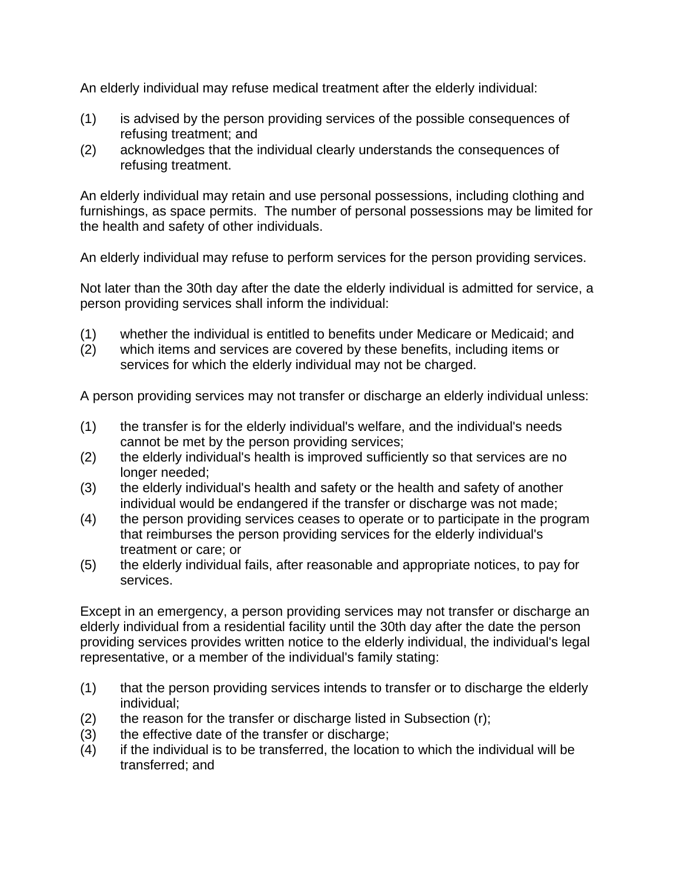An elderly individual may refuse medical treatment after the elderly individual:

(1) is advised by the person providing services of the possible consequences of refusing treatment; and
(2) acknowledges that the individual clearly understands the consequences of refusing treatment.

An elderly individual may retain and use personal possessions, including clothing and furnishings, as space permits. The number of personal possessions may be limited for the health and safety of other individuals.

An elderly individual may refuse to perform services for the person providing services.

Not later than the 30th day after the date the elderly individual is admitted for service, a person providing services shall inform the individual:

(1) whether the individual is entitled to benefits under Medicare or Medicaid; and
(2) which items and services are covered by these benefits, including items or services for which the elderly individual may not be charged.

A person providing services may not transfer or discharge an elderly individual unless:

(1) the transfer is for the elderly individual's welfare, and the individual's needs cannot be met by the person providing services;
(2) the elderly individual's health is improved sufficiently so that services are no longer needed;
(3) the elderly individual's health and safety or the health and safety of another individual would be endangered if the transfer or discharge was not made;
(4) the person providing services ceases to operate or to participate in the program that reimburses the person providing services for the elderly individual's treatment or care; or
(5) the elderly individual fails, after reasonable and appropriate notices, to pay for services.

Except in an emergency, a person providing services may not transfer or discharge an elderly individual from a residential facility until the 30th day after the date the person providing services provides written notice to the elderly individual, the individual's legal representative, or a member of the individual's family stating:

(1) that the person providing services intends to transfer or to discharge the elderly individual;
(2) the reason for the transfer or discharge listed in Subsection (r);
(3) the effective date of the transfer or discharge;
(4) if the individual is to be transferred, the location to which the individual will be transferred; and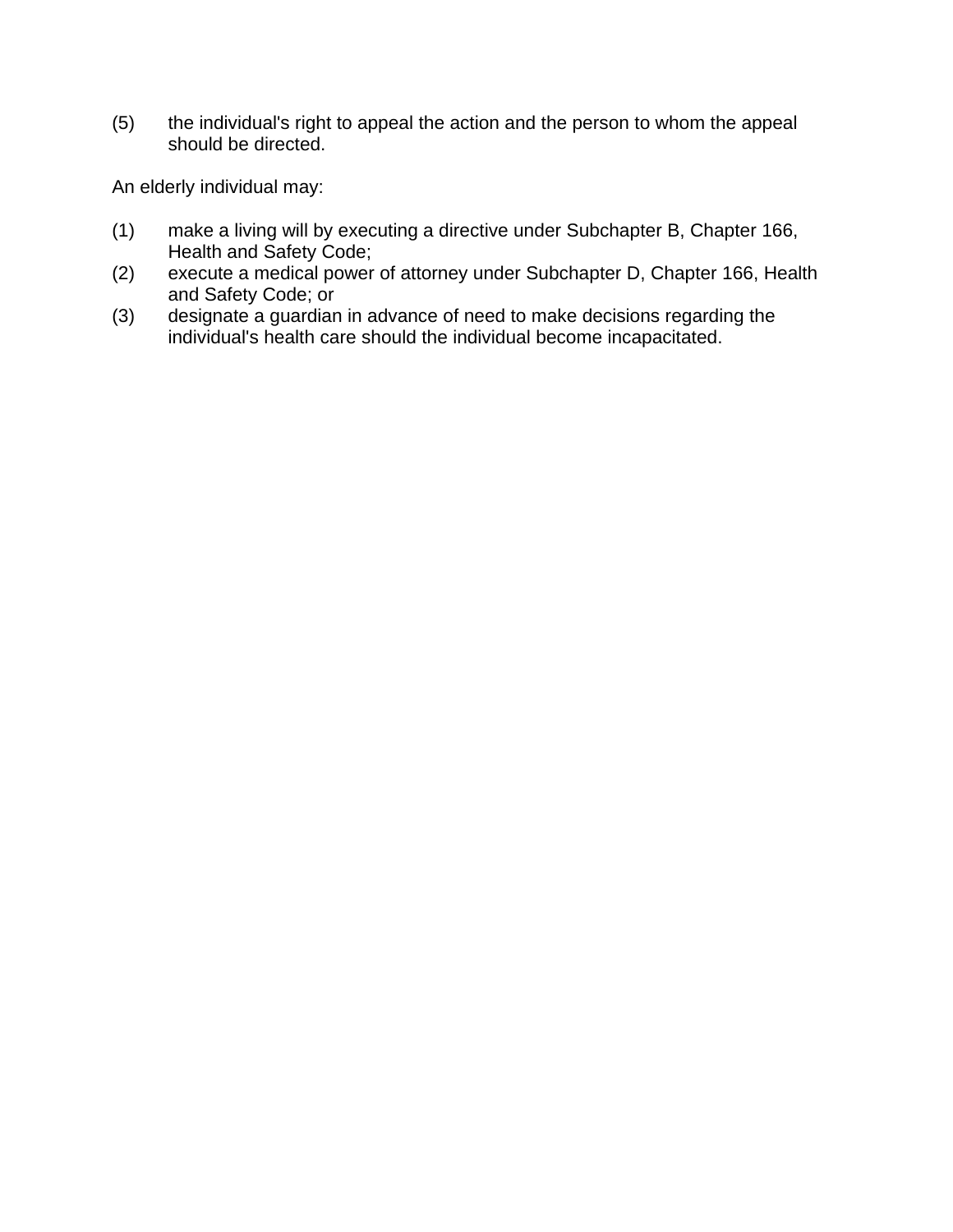(5) the individual's right to appeal the action and the person to whom the appeal should be directed.

An elderly individual may:

(1) make a living will by executing a directive under Subchapter B, Chapter 166, Health and Safety Code;
(2) execute a medical power of attorney under Subchapter D, Chapter 166, Health and Safety Code; or
(3) designate a guardian in advance of need to make decisions regarding the individual's health care should the individual become incapacitated.